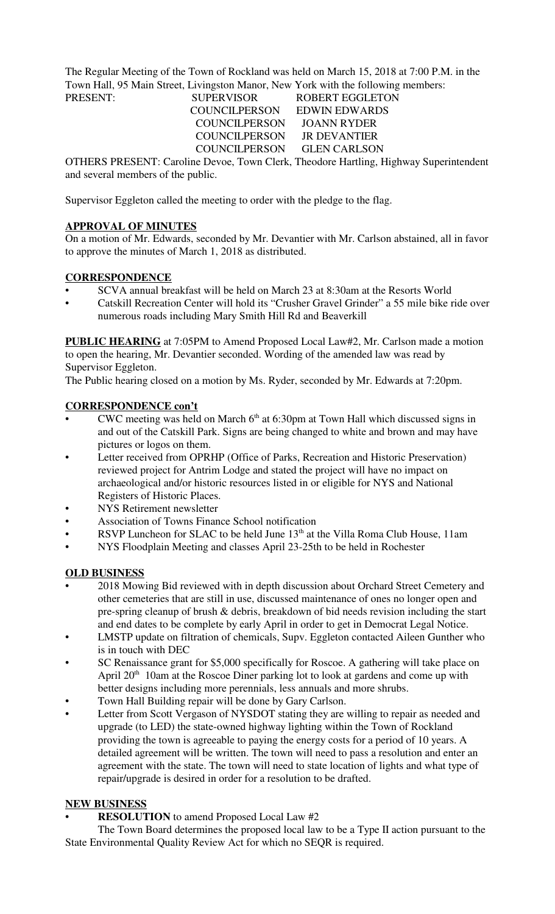The Regular Meeting of the Town of Rockland was held on March 15, 2018 at 7:00 P.M. in the Town Hall, 95 Main Street, Livingston Manor, New York with the following members:

| PRESENT: | SUPERVISOR | ROBERT EGGLETON |
|---|---|---|
| | COUNCILPERSON | EDWIN EDWARDS |
| | COUNCILPERSON | JOANN RYDER |
| | COUNCILPERSON | JR DEVANTIER |
| | COUNCILPERSON | GLEN CARLSON |

OTHERS PRESENT: Caroline Devoe, Town Clerk, Theodore Hartling, Highway Superintendent and several members of the public.

Supervisor Eggleton called the meeting to order with the pledge to the flag.

**APPROVAL OF MINUTES**

On a motion of Mr. Edwards, seconded by Mr. Devantier with Mr. Carlson abstained, all in favor to approve the minutes of March 1, 2018 as distributed.

**CORRESPONDENCE**

- SCVA annual breakfast will be held on March 23 at 8:30am at the Resorts World
- Catskill Recreation Center will hold its "Crusher Gravel Grinder" a 55 mile bike ride over numerous roads including Mary Smith Hill Rd and Beaverkill

**PUBLIC HEARING** at 7:05PM to Amend Proposed Local Law#2, Mr. Carlson made a motion to open the hearing, Mr. Devantier seconded. Wording of the amended law was read by Supervisor Eggleton.

The Public hearing closed on a motion by Ms. Ryder, seconded by Mr. Edwards at 7:20pm.

**CORRESPONDENCE con't**

- CWC meeting was held on March 6th at 6:30pm at Town Hall which discussed signs in and out of the Catskill Park. Signs are being changed to white and brown and may have pictures or logos on them.
- Letter received from OPRHP (Office of Parks, Recreation and Historic Preservation) reviewed project for Antrim Lodge and stated the project will have no impact on archaeological and/or historic resources listed in or eligible for NYS and National Registers of Historic Places.
- NYS Retirement newsletter
- Association of Towns Finance School notification
- RSVP Luncheon for SLAC to be held June 13th at the Villa Roma Club House, 11am
- NYS Floodplain Meeting and classes April 23-25th to be held in Rochester

**OLD BUSINESS**

- 2018 Mowing Bid reviewed with in depth discussion about Orchard Street Cemetery and other cemeteries that are still in use, discussed maintenance of ones no longer open and pre-spring cleanup of brush & debris, breakdown of bid needs revision including the start and end dates to be complete by early April in order to get in Democrat Legal Notice.
- LMSTP update on filtration of chemicals, Supv. Eggleton contacted Aileen Gunther who is in touch with DEC
- SC Renaissance grant for $5,000 specifically for Roscoe. A gathering will take place on April 20th 10am at the Roscoe Diner parking lot to look at gardens and come up with better designs including more perennials, less annuals and more shrubs.
- Town Hall Building repair will be done by Gary Carlson.
- Letter from Scott Vergason of NYSDOT stating they are willing to repair as needed and upgrade (to LED) the state-owned highway lighting within the Town of Rockland providing the town is agreeable to paying the energy costs for a period of 10 years. A detailed agreement will be written. The town will need to pass a resolution and enter an agreement with the state. The town will need to state location of lights and what type of repair/upgrade is desired in order for a resolution to be drafted.

**NEW BUSINESS**

- **RESOLUTION** to amend Proposed Local Law #2

The Town Board determines the proposed local law to be a Type II action pursuant to the State Environmental Quality Review Act for which no SEQR is required.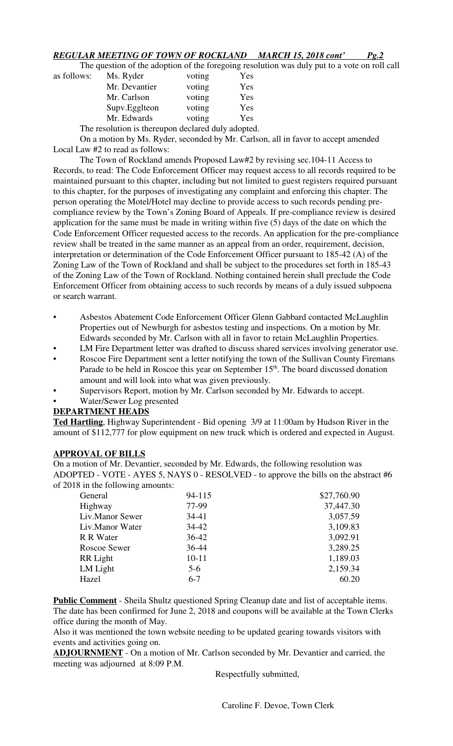The question of the adoption of the foregoing resolution was duly put to a vote on roll call as follows:

| | | |
|---|---|---|
| Ms. Ryder | voting | Yes |
| Mr. Devantier | voting | Yes |
| Mr. Carlson | voting | Yes |
| Supv.Eggleteon | voting | Yes |
| Mr. Edwards | voting | Yes |

The resolution is thereupon declared duly adopted.

On a motion by Ms. Ryder, seconded by Mr. Carlson, all in favor to accept amended Local Law #2 to read as follows:

The Town of Rockland amends Proposed Law#2 by revising sec.104-11 Access to Records, to read: The Code Enforcement Officer may request access to all records required to be maintained pursuant to this chapter, including but not limited to guest registers required pursuant to this chapter, for the purposes of investigating any complaint and enforcing this chapter. The person operating the Motel/Hotel may decline to provide access to such records pending pre-compliance review by the Town's Zoning Board of Appeals. If pre-compliance review is desired application for the same must be made in writing within five (5) days of the date on which the Code Enforcement Officer requested access to the records. An application for the pre-compliance review shall be treated in the same manner as an appeal from an order, requirement, decision, interpretation or determination of the Code Enforcement Officer pursuant to 185-42 (A) of the Zoning Law of the Town of Rockland and shall be subject to the procedures set forth in 185-43 of the Zoning Law of the Town of Rockland. Nothing contained herein shall preclude the Code Enforcement Officer from obtaining access to such records by means of a duly issued subpoena or search warrant.

- Asbestos Abatement Code Enforcement Officer Glenn Gabbard contacted McLaughlin Properties out of Newburgh for asbestos testing and inspections. On a motion by Mr. Edwards seconded by Mr. Carlson with all in favor to retain McLaughlin Properties.
- LM Fire Department letter was drafted to discuss shared services involving generator use.
- Roscoe Fire Department sent a letter notifying the town of the Sullivan County Firemans Parade to be held in Roscoe this year on September 15th. The board discussed donation amount and will look into what was given previously.
- Supervisors Report, motion by Mr. Carlson seconded by Mr. Edwards to accept.
- Water/Sewer Log presented

**DEPARTMENT HEADS**

**Ted Hartling**, Highway Superintendent - Bid opening 3/9 at 11:00am by Hudson River in the amount of $112,777 for plow equipment on new truck which is ordered and expected in August.

**APPROVAL OF BILLS**

On a motion of Mr. Devantier, seconded by Mr. Edwards, the following resolution was ADOPTED - VOTE - AYES 5, NAYS 0 - RESOLVED - to approve the bills on the abstract #6 of 2018 in the following amounts:

| | | |
|---|---|---|
| General | 94-115 | $27,760.90 |
| Highway | 77-99 | 37,447.30 |
| Liv.Manor Sewer | 34-41 | 3,057.59 |
| Liv.Manor Water | 34-42 | 3,109.83 |
| R R Water | 36-42 | 3,092.91 |
| Roscoe Sewer | 36-44 | 3,289.25 |
| RR Light | 10-11 | 1,189.03 |
| LM Light | 5-6 | 2,159.34 |
| Hazel | 6-7 | 60.20 |

**Public Comment** - Sheila Shultz questioned Spring Cleanup date and list of acceptable items. The date has been confirmed for June 2, 2018 and coupons will be available at the Town Clerks office during the month of May.

Also it was mentioned the town website needing to be updated gearing towards visitors with events and activities going on.

**ADJOURNMENT** - On a motion of Mr. Carlson seconded by Mr. Devantier and carried, the meeting was adjourned at 8:09 P.M.

Respectfully submitted,

Caroline F. Devoe, Town Clerk